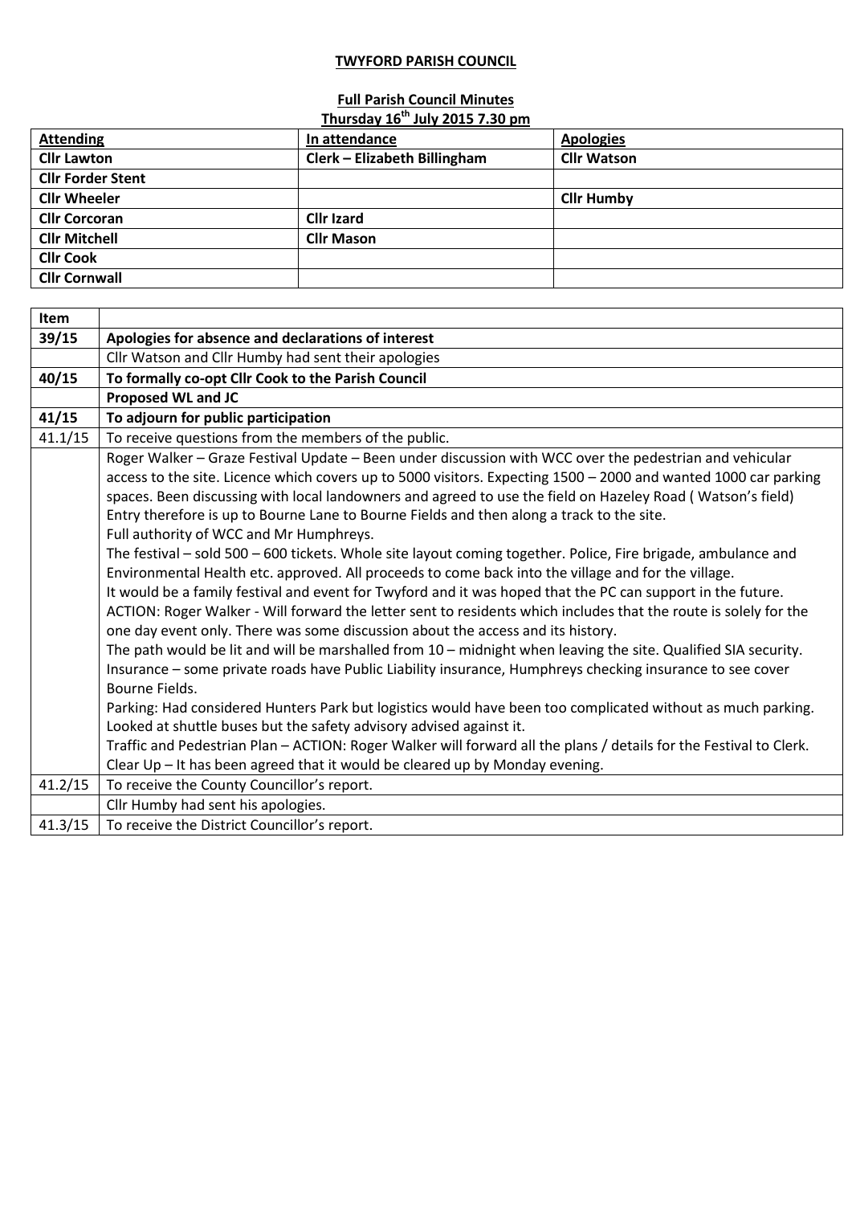**TWYFORD PARISH COUNCIL**

**Full Parish Council Minutes**
**Thursday 16th July 2015 7.30 pm**

| **Attending** | **In attendance** | **Apologies** |
|---|---|---|
| **Cllr Lawton** | **Clerk – Elizabeth Billingham** | **Cllr Watson** |
| **Cllr Forder Stent** | | |
| **Cllr Wheeler** | | **Cllr Humby** |
| **Cllr Corcoran** | **Cllr Izard** | |
| **Cllr Mitchell** | **Cllr Mason** | |
| **Cllr Cook** | | |
| **Cllr Cornwall** | | |

| **Item** | |
|---|---|
| **39/15** | **Apologies for absence and declarations of interest** |
| | Cllr Watson and Cllr Humby had sent their apologies |
| **40/15** | **To formally co-opt Cllr Cook to the Parish Council** |
| | **Proposed WL and JC** |
| **41/15** | **To adjourn for public participation** |
| 41.1/15 | To receive questions from the members of the public. |
| | Roger Walker – Graze Festival Update – Been under discussion with WCC over the pedestrian and vehicular access to the site. Licence which covers up to 5000 visitors. Expecting 1500 – 2000 and wanted 1000 car parking spaces. Been discussing with local landowners and agreed to use the field on Hazeley Road ( Watson's field) Entry therefore is up to Bourne Lane to Bourne Fields and then along a track to the site.<br>Full authority of WCC and Mr Humphreys.<br>The festival – sold 500 – 600 tickets. Whole site layout coming together. Police, Fire brigade, ambulance and Environmental Health etc. approved. All proceeds to come back into the village and for the village.<br>It would be a family festival and event for Twyford and it was hoped that the PC can support in the future.<br>ACTION: Roger Walker - Will forward the letter sent to residents which includes that the route is solely for the one day event only. There was some discussion about the access and its history.<br>The path would be lit and will be marshalled from 10 – midnight when leaving the site. Qualified SIA security.<br>Insurance – some private roads have Public Liability insurance, Humphreys checking insurance to see cover Bourne Fields.<br>Parking: Had considered Hunters Park but logistics would have been too complicated without as much parking. Looked at shuttle buses but the safety advisory advised against it.<br>Traffic and Pedestrian Plan – ACTION: Roger Walker will forward all the plans / details for the Festival to Clerk.<br>Clear Up – It has been agreed that it would be cleared up by Monday evening. |
| 41.2/15 | To receive the County Councillor's report. |
| | Cllr Humby had sent his apologies. |
| 41.3/15 | To receive the District Councillor's report. |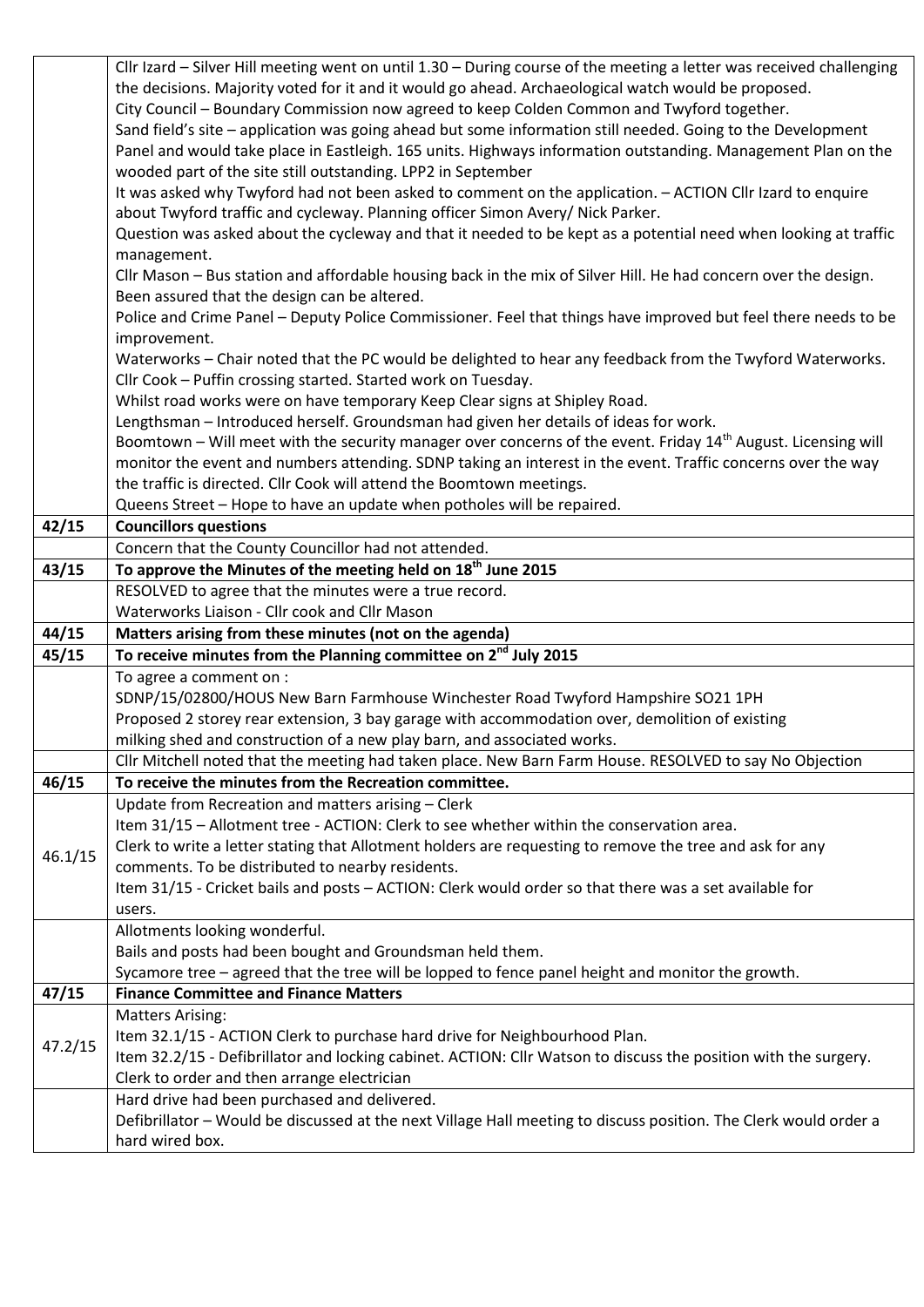| | |
|---|---|
| | Cllr Izard – Silver Hill meeting went on until 1.30 – During course of the meeting a letter was received challenging the decisions. Majority voted for it and it would go ahead. Archaeological watch would be proposed.<br>City Council – Boundary Commission now agreed to keep Colden Common and Twyford together.<br>Sand field's site – application was going ahead but some information still needed. Going to the Development Panel and would take place in Eastleigh. 165 units. Highways information outstanding. Management Plan on the wooded part of the site still outstanding. LPP2 in September<br>It was asked why Twyford had not been asked to comment on the application. – ACTION Cllr Izard to enquire about Twyford traffic and cycleway. Planning officer Simon Avery/ Nick Parker.<br>Question was asked about the cycleway and that it needed to be kept as a potential need when looking at traffic management.<br>Cllr Mason – Bus station and affordable housing back in the mix of Silver Hill. He had concern over the design. Been assured that the design can be altered.<br>Police and Crime Panel – Deputy Police Commissioner. Feel that things have improved but feel there needs to be improvement.<br>Waterworks – Chair noted that the PC would be delighted to hear any feedback from the Twyford Waterworks.<br>Cllr Cook – Puffin crossing started. Started work on Tuesday.<br>Whilst road works were on have temporary Keep Clear signs at Shipley Road.<br>Lengthsman – Introduced herself. Groundsman had given her details of ideas for work.<br>Boomtown – Will meet with the security manager over concerns of the event. Friday 14th August. Licensing will monitor the event and numbers attending. SDNP taking an interest in the event. Traffic concerns over the way the traffic is directed. Cllr Cook will attend the Boomtown meetings.<br>Queens Street – Hope to have an update when potholes will be repaired. |
| **42/15** | **Councillors questions** |
| | Concern that the County Councillor had not attended. |
| **43/15** | **To approve the Minutes of the meeting held on 18th June 2015** |
| | RESOLVED to agree that the minutes were a true record.<br>Waterworks Liaison - Cllr cook and Cllr Mason |
| **44/15** | **Matters arising from these minutes (not on the agenda)** |
| **45/15** | **To receive minutes from the Planning committee on 2nd July 2015** |
| | To agree a comment on :<br>SDNP/15/02800/HOUS New Barn Farmhouse Winchester Road Twyford Hampshire SO21 1PH<br>Proposed 2 storey rear extension, 3 bay garage with accommodation over, demolition of existing milking shed and construction of a new play barn, and associated works. |
| | Cllr Mitchell noted that the meeting had taken place. New Barn Farm House. RESOLVED to say No Objection |
| **46/15** | **To receive the minutes from the Recreation committee.** |
| 46.1/15 | Update from Recreation and matters arising – Clerk<br>Item 31/15 – Allotment tree - ACTION: Clerk to see whether within the conservation area.<br>Clerk to write a letter stating that Allotment holders are requesting to remove the tree and ask for any comments. To be distributed to nearby residents.<br>Item 31/15 - Cricket bails and posts – ACTION: Clerk would order so that there was a set available for users. |
| | Allotments looking wonderful.<br>Bails and posts had been bought and Groundsman held them.<br>Sycamore tree – agreed that the tree will be lopped to fence panel height and monitor the growth. |
| **47/15** | **Finance Committee and Finance Matters** |
| 47.2/15 | Matters Arising:<br>Item 32.1/15 - ACTION Clerk to purchase hard drive for Neighbourhood Plan.<br>Item 32.2/15 - Defibrillator and locking cabinet. ACTION: Cllr Watson to discuss the position with the surgery. Clerk to order and then arrange electrician |
| | Hard drive had been purchased and delivered.<br>Defibrillator – Would be discussed at the next Village Hall meeting to discuss position. The Clerk would order a hard wired box. |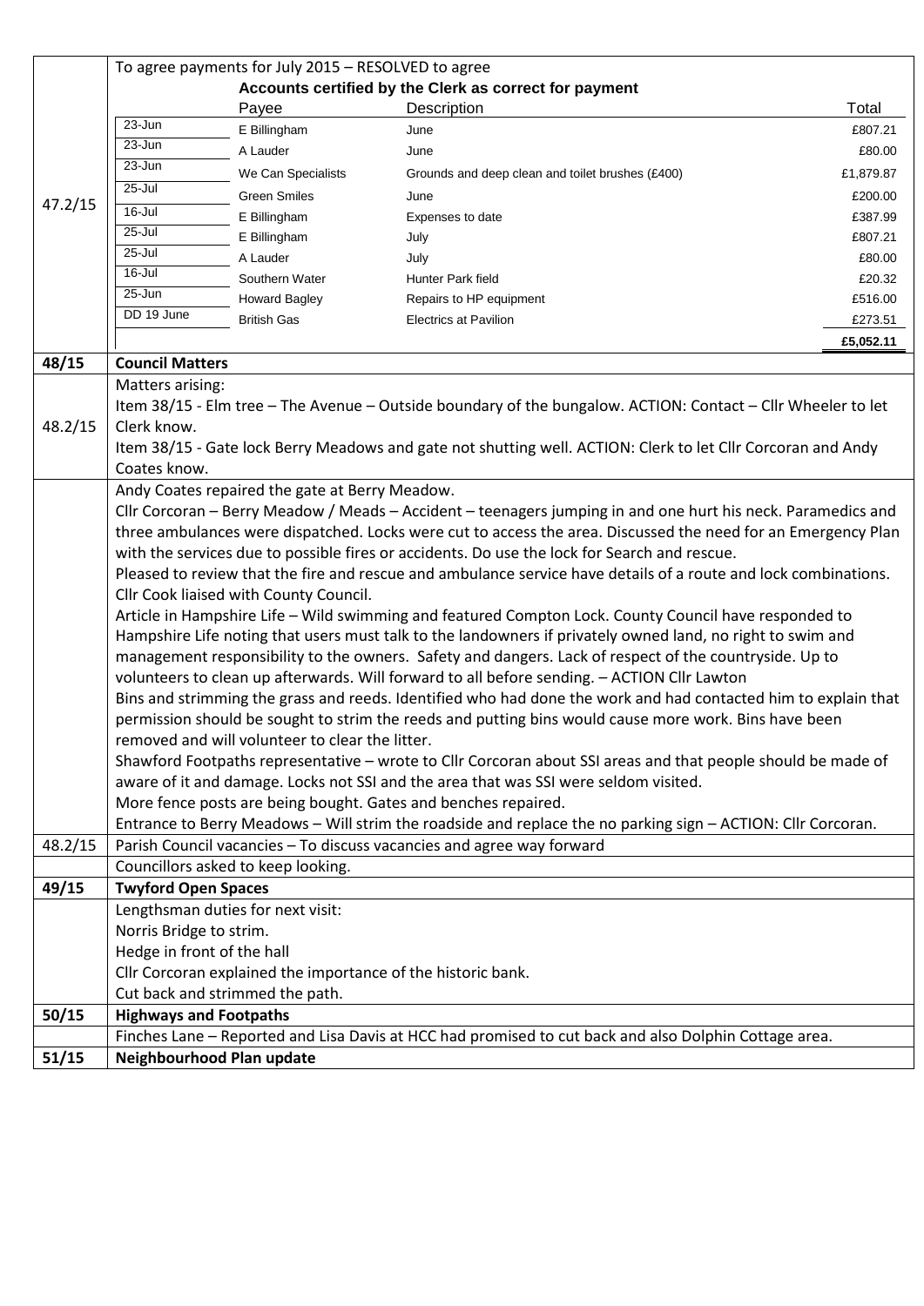| | |
|---|---|
| 47.2/15 | To agree payments for July 2015 – RESOLVED to agree |

**Accounts certified by the Clerk as correct for payment**

| | Payee | Description | Total |
|---|---|---|---|
| 23-Jun | E Billingham | June | £807.21 |
| 23-Jun | A Lauder | June | £80.00 |
| 23-Jun | We Can Specialists | Grounds and deep clean and toilet brushes (£400) | £1,879.87 |
| 25-Jul | Green Smiles | June | £200.00 |
| 16-Jul | E Billingham | Expenses to date | £387.99 |
| 25-Jul | E Billingham | July | £807.21 |
| 25-Jul | A Lauder | July | £80.00 |
| 16-Jul | Southern Water | Hunter Park field | £20.32 |
| 25-Jun | Howard Bagley | Repairs to HP equipment | £516.00 |
| DD 19 June | British Gas | Electrics at Pavilion | £273.51 |
| | | | **£5,052.11** |

| | |
|---|---|
| **48/15** | **Council Matters** |
| 48.2/15 | Matters arising:<br>Item 38/15 - Elm tree – The Avenue – Outside boundary of the bungalow. ACTION: Contact – Cllr Wheeler to let Clerk know.<br>Item 38/15 - Gate lock Berry Meadows and gate not shutting well. ACTION: Clerk to let Cllr Corcoran and Andy Coates know. |
| | Andy Coates repaired the gate at Berry Meadow.<br>Cllr Corcoran – Berry Meadow / Meads – Accident – teenagers jumping in and one hurt his neck. Paramedics and three ambulances were dispatched. Locks were cut to access the area. Discussed the need for an Emergency Plan with the services due to possible fires or accidents. Do use the lock for Search and rescue.<br>Pleased to review that the fire and rescue and ambulance service have details of a route and lock combinations. Cllr Cook liaised with County Council.<br>Article in Hampshire Life – Wild swimming and featured Compton Lock. County Council have responded to Hampshire Life noting that users must talk to the landowners if privately owned land, no right to swim and management responsibility to the owners. Safety and dangers. Lack of respect of the countryside. Up to volunteers to clean up afterwards. Will forward to all before sending. – ACTION Cllr Lawton<br>Bins and strimming the grass and reeds. Identified who had done the work and had contacted him to explain that permission should be sought to strim the reeds and putting bins would cause more work. Bins have been removed and will volunteer to clear the litter.<br>Shawford Footpaths representative – wrote to Cllr Corcoran about SSI areas and that people should be made of aware of it and damage. Locks not SSI and the area that was SSI were seldom visited.<br>More fence posts are being bought. Gates and benches repaired.<br>Entrance to Berry Meadows – Will strim the roadside and replace the no parking sign – ACTION: Cllr Corcoran. |
| 48.2/15 | Parish Council vacancies – To discuss vacancies and agree way forward |
| | Councillors asked to keep looking. |
| **49/15** | **Twyford Open Spaces** |
| | Lengthsman duties for next visit:<br>Norris Bridge to strim.<br>Hedge in front of the hall<br>Cllr Corcoran explained the importance of the historic bank.<br>Cut back and strimmed the path. |
| **50/15** | **Highways and Footpaths** |
| | Finches Lane – Reported and Lisa Davis at HCC had promised to cut back and also Dolphin Cottage area. |
| **51/15** | **Neighbourhood Plan update** |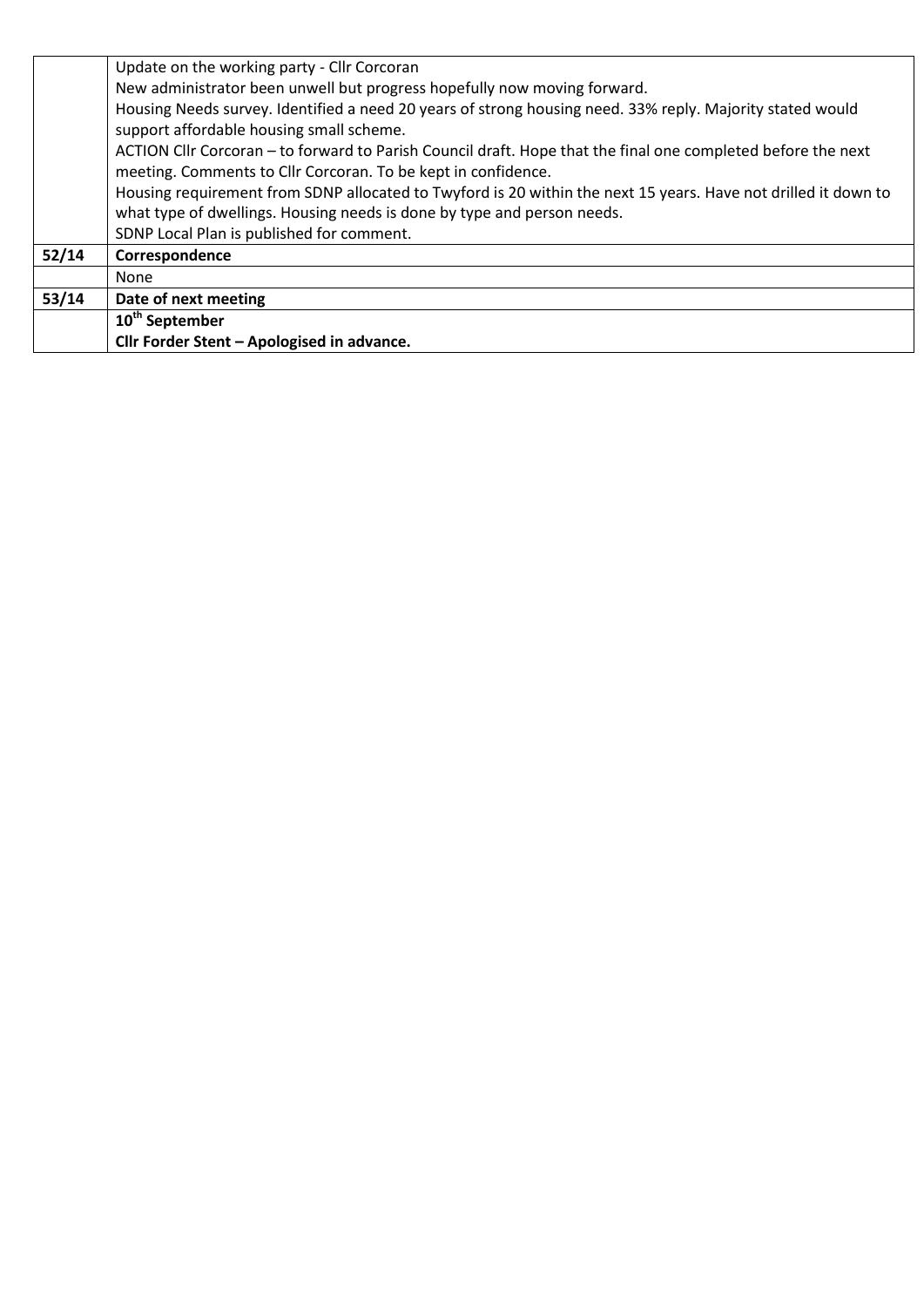| | |
|---|---|
| | Update on the working party - Cllr Corcoran<br>New administrator been unwell but progress hopefully now moving forward.<br>Housing Needs survey. Identified a need 20 years of strong housing need. 33% reply. Majority stated would support affordable housing small scheme.<br>ACTION Cllr Corcoran – to forward to Parish Council draft. Hope that the final one completed before the next meeting. Comments to Cllr Corcoran. To be kept in confidence.<br>Housing requirement from SDNP allocated to Twyford is 20 within the next 15 years. Have not drilled it down to what type of dwellings. Housing needs is done by type and person needs.<br>SDNP Local Plan is published for comment. |
| **52/14** | **Correspondence** |
| | None |
| **53/14** | **Date of next meeting** |
| | **10th September**<br>**Cllr Forder Stent – Apologised in advance.** |